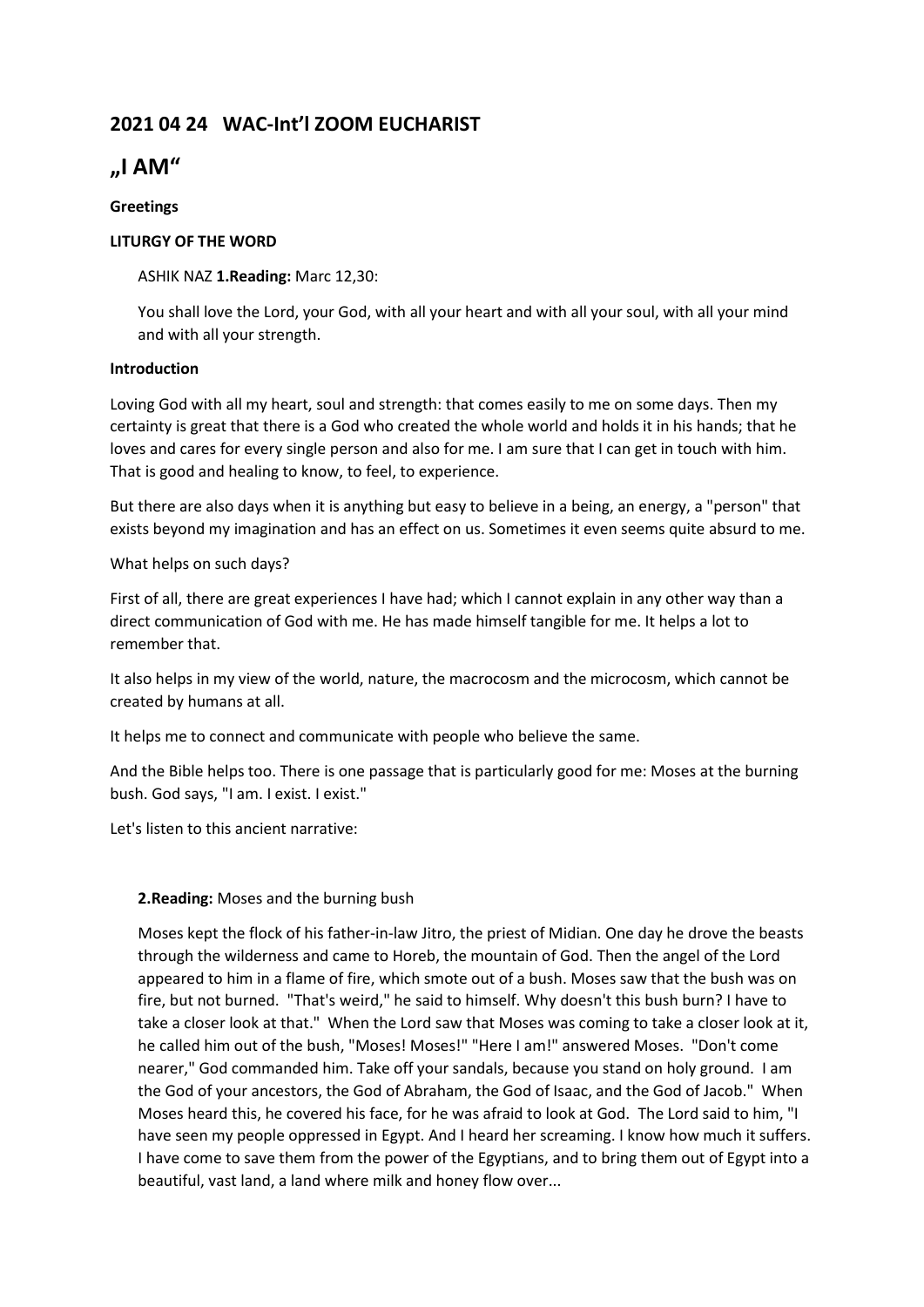## 2021 04 24 WAC-Int'l ZOOM EUCHARIST

# „I AM"

**Greetings**

**LITURGY OF THE WORD**

ASHIK NAZ **1.Reading:** Marc 12,30:

You shall love the Lord, your God, with all your heart and with all your soul, with all your mind and with all your strength.

**Introduction**

Loving God with all my heart, soul and strength: that comes easily to me on some days. Then my certainty is great that there is a God who created the whole world and holds it in his hands; that he loves and cares for every single person and also for me. I am sure that I can get in touch with him. That is good and healing to know, to feel, to experience.

But there are also days when it is anything but easy to believe in a being, an energy, a "person" that exists beyond my imagination and has an effect on us. Sometimes it even seems quite absurd to me.

What helps on such days?

First of all, there are great experiences I have had; which I cannot explain in any other way than a direct communication of God with me. He has made himself tangible for me. It helps a lot to remember that.

It also helps in my view of the world, nature, the macrocosm and the microcosm, which cannot be created by humans at all.

It helps me to connect and communicate with people who believe the same.

And the Bible helps too. There is one passage that is particularly good for me: Moses at the burning bush. God says, "I am. I exist. I exist."

Let's listen to this ancient narrative:

**2.Reading:** Moses and the burning bush

Moses kept the flock of his father-in-law Jitro, the priest of Midian. One day he drove the beasts through the wilderness and came to Horeb, the mountain of God. Then the angel of the Lord appeared to him in a flame of fire, which smote out of a bush. Moses saw that the bush was on fire, but not burned. "That's weird," he said to himself. Why doesn't this bush burn? I have to take a closer look at that." When the Lord saw that Moses was coming to take a closer look at it, he called him out of the bush, "Moses! Moses!" "Here I am!" answered Moses. "Don't come nearer," God commanded him. Take off your sandals, because you stand on holy ground. I am the God of your ancestors, the God of Abraham, the God of Isaac, and the God of Jacob." When Moses heard this, he covered his face, for he was afraid to look at God. The Lord said to him, "I have seen my people oppressed in Egypt. And I heard her screaming. I know how much it suffers. I have come to save them from the power of the Egyptians, and to bring them out of Egypt into a beautiful, vast land, a land where milk and honey flow over...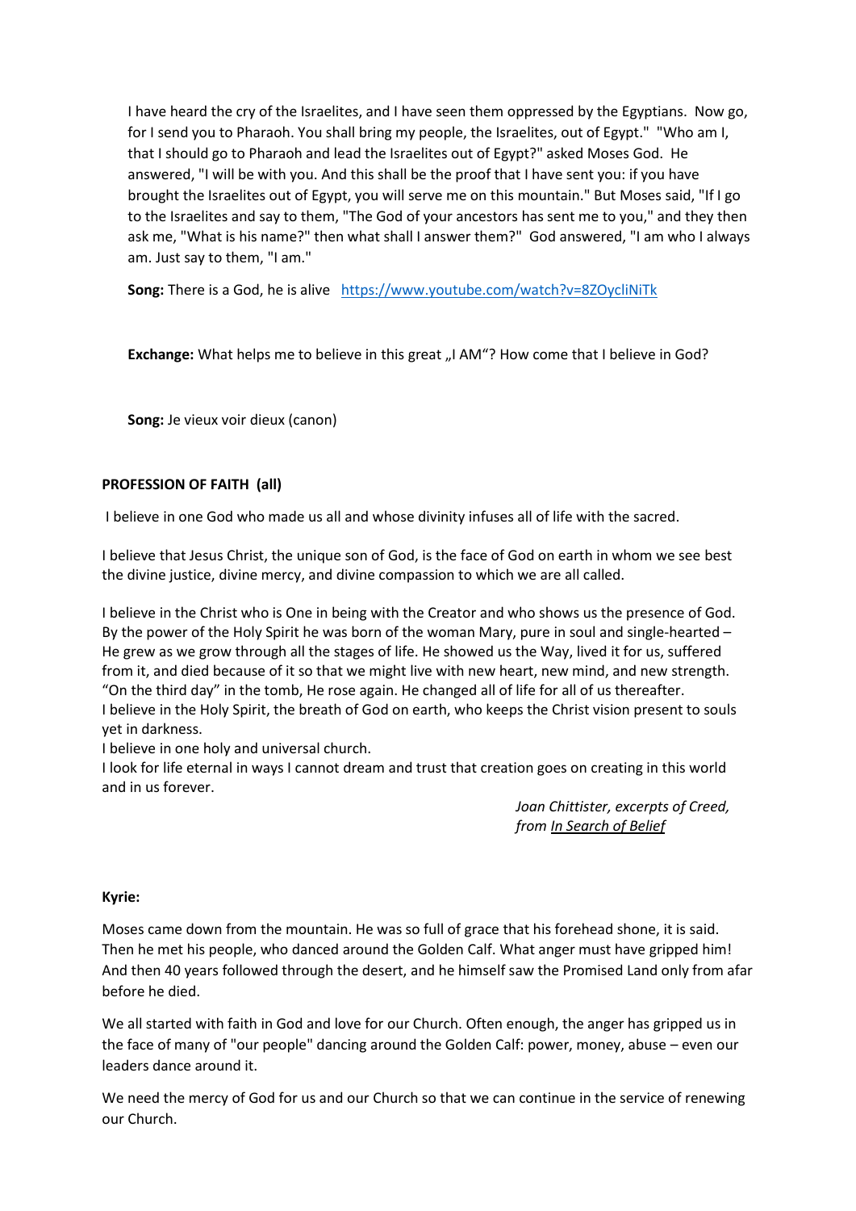I have heard the cry of the Israelites, and I have seen them oppressed by the Egyptians. Now go, for I send you to Pharaoh. You shall bring my people, the Israelites, out of Egypt." "Who am I, that I should go to Pharaoh and lead the Israelites out of Egypt?" asked Moses God. He answered, "I will be with you. And this shall be the proof that I have sent you: if you have brought the Israelites out of Egypt, you will serve me on this mountain." But Moses said, "If I go to the Israelites and say to them, "The God of your ancestors has sent me to you," and they then ask me, "What is his name?" then what shall I answer them?" God answered, "I am who I always am. Just say to them, "I am."

**Song:** There is a God, he is alive [https://www.youtube.com/watch?v=8ZOycliNiTk](https://www.youtube.com/watch?v=8ZOycliNiTk)

**Exchange:** What helps me to believe in this great „I AM“? How come that I believe in God?

**Song:** Je vieux voir dieux (canon)

**PROFESSION OF FAITH (all)**

I believe in one God who made us all and whose divinity infuses all of life with the sacred.

I believe that Jesus Christ, the unique son of God, is the face of God on earth in whom we see best the divine justice, divine mercy, and divine compassion to which we are all called.

I believe in the Christ who is One in being with the Creator and who shows us the presence of God. By the power of the Holy Spirit he was born of the woman Mary, pure in soul and single-hearted – He grew as we grow through all the stages of life. He showed us the Way, lived it for us, suffered from it, and died because of it so that we might live with new heart, new mind, and new strength. "On the third day" in the tomb, He rose again. He changed all of life for all of us thereafter.
I believe in the Holy Spirit, the breath of God on earth, who keeps the Christ vision present to souls yet in darkness.
I believe in one holy and universal church.
I look for life eternal in ways I cannot dream and trust that creation goes on creating in this world and in us forever.

*Joan Chittister, excerpts of Creed, from In Search of Belief*

**Kyrie:**

Moses came down from the mountain. He was so full of grace that his forehead shone, it is said. Then he met his people, who danced around the Golden Calf. What anger must have gripped him! And then 40 years followed through the desert, and he himself saw the Promised Land only from afar before he died.

We all started with faith in God and love for our Church. Often enough, the anger has gripped us in the face of many of "our people" dancing around the Golden Calf: power, money, abuse – even our leaders dance around it.

We need the mercy of God for us and our Church so that we can continue in the service of renewing our Church.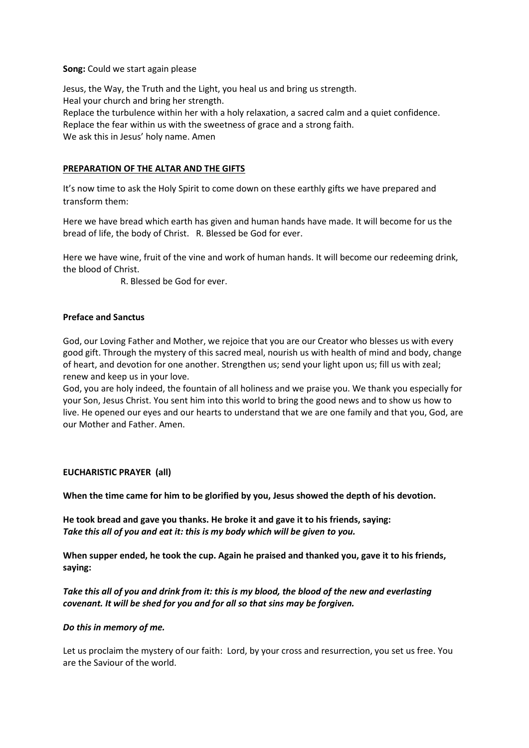**Song:** Could we start again please

Jesus, the Way, the Truth and the Light, you heal us and bring us strength.
Heal your church and bring her strength.
Replace the turbulence within her with a holy relaxation, a sacred calm and a quiet confidence.
Replace the fear within us with the sweetness of grace and a strong faith.
We ask this in Jesus' holy name. Amen

**PREPARATION OF THE ALTAR AND THE GIFTS**

It's now time to ask the Holy Spirit to come down on these earthly gifts we have prepared and transform them:

Here we have bread which earth has given and human hands have made. It will become for us the bread of life, the body of Christ. R. Blessed be God for ever.

Here we have wine, fruit of the vine and work of human hands. It will become our redeeming drink, the blood of Christ.

R. Blessed be God for ever.

**Preface and Sanctus**

God, our Loving Father and Mother, we rejoice that you are our Creator who blesses us with every good gift. Through the mystery of this sacred meal, nourish us with health of mind and body, change of heart, and devotion for one another. Strengthen us; send your light upon us; fill us with zeal; renew and keep us in your love.
God, you are holy indeed, the fountain of all holiness and we praise you. We thank you especially for your Son, Jesus Christ. You sent him into this world to bring the good news and to show us how to live. He opened our eyes and our hearts to understand that we are one family and that you, God, are our Mother and Father. Amen.

**EUCHARISTIC PRAYER (all)**

**When the time came for him to be glorified by you, Jesus showed the depth of his devotion.**

**He took bread and gave you thanks. He broke it and gave it to his friends, saying:**
***Take this all of you and eat it: this is my body which will be given to you.***

**When supper ended, he took the cup. Again he praised and thanked you, gave it to his friends, saying:**

***Take this all of you and drink from it: this is my blood, the blood of the new and everlasting covenant. It will be shed for you and for all so that sins may be forgiven.***

***Do this in memory of me.***

Let us proclaim the mystery of our faith: Lord, by your cross and resurrection, you set us free. You are the Saviour of the world.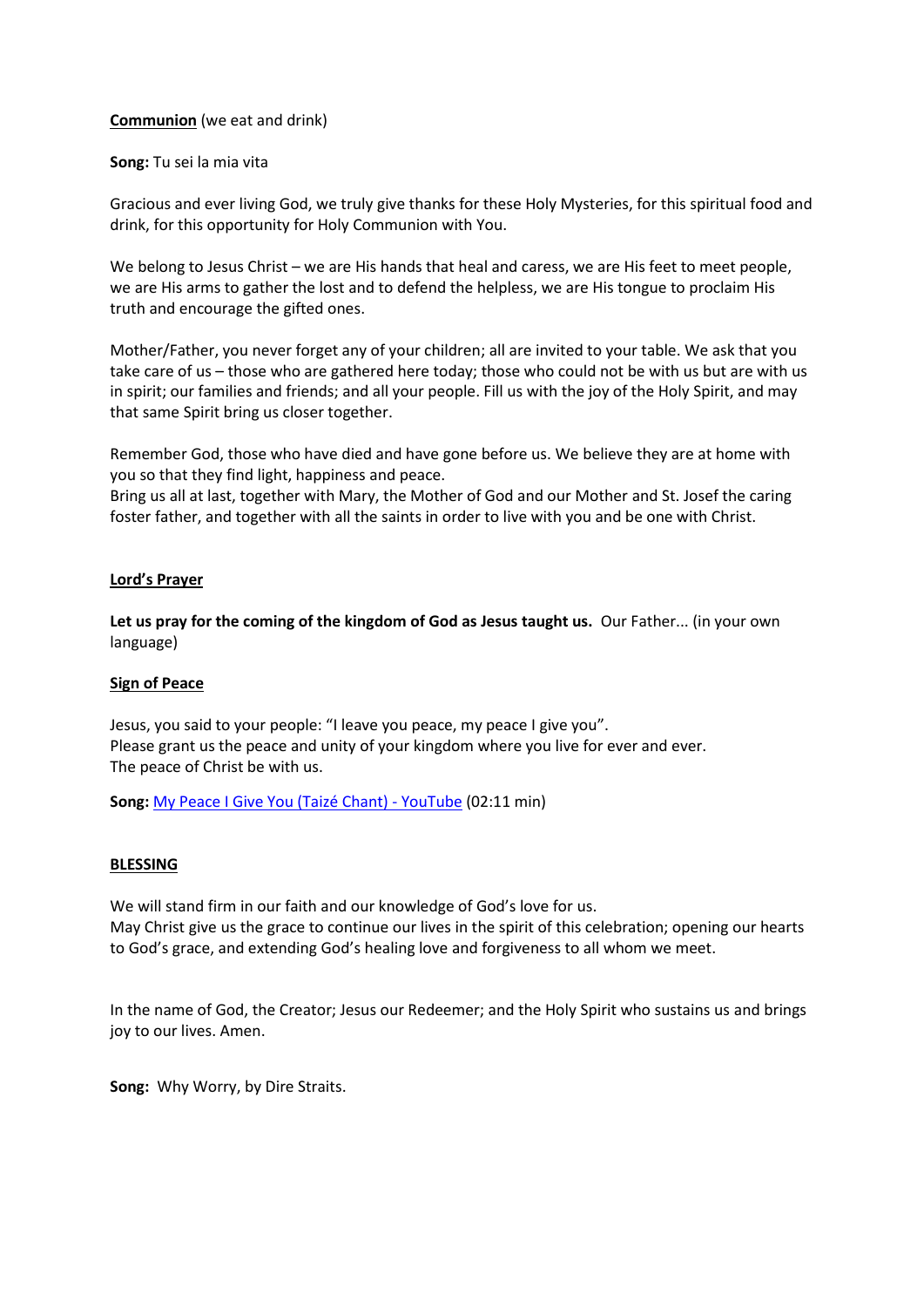**Communion** (we eat and drink)

**Song:** Tu sei la mia vita

Gracious and ever living God, we truly give thanks for these Holy Mysteries, for this spiritual food and drink, for this opportunity for Holy Communion with You.

We belong to Jesus Christ – we are His hands that heal and caress, we are His feet to meet people, we are His arms to gather the lost and to defend the helpless, we are His tongue to proclaim His truth and encourage the gifted ones.

Mother/Father, you never forget any of your children; all are invited to your table. We ask that you take care of us – those who are gathered here today; those who could not be with us but are with us in spirit; our families and friends; and all your people. Fill us with the joy of the Holy Spirit, and may that same Spirit bring us closer together.

Remember God, those who have died and have gone before us. We believe they are at home with you so that they find light, happiness and peace.
Bring us all at last, together with Mary, the Mother of God and our Mother and St. Josef the caring foster father, and together with all the saints in order to live with you and be one with Christ.

**Lord's Prayer**

**Let us pray for the coming of the kingdom of God as Jesus taught us.** Our Father... (in your own language)

**Sign of Peace**

Jesus, you said to your people: "I leave you peace, my peace I give you".
Please grant us the peace and unity of your kingdom where you live for ever and ever.
The peace of Christ be with us.

**Song:** My Peace I Give You (Taizé Chant) - YouTube (02:11 min)

**BLESSING**

We will stand firm in our faith and our knowledge of God's love for us.
May Christ give us the grace to continue our lives in the spirit of this celebration; opening our hearts to God's grace, and extending God's healing love and forgiveness to all whom we meet.

In the name of God, the Creator; Jesus our Redeemer; and the Holy Spirit who sustains us and brings joy to our lives. Amen.

**Song:** Why Worry, by Dire Straits.